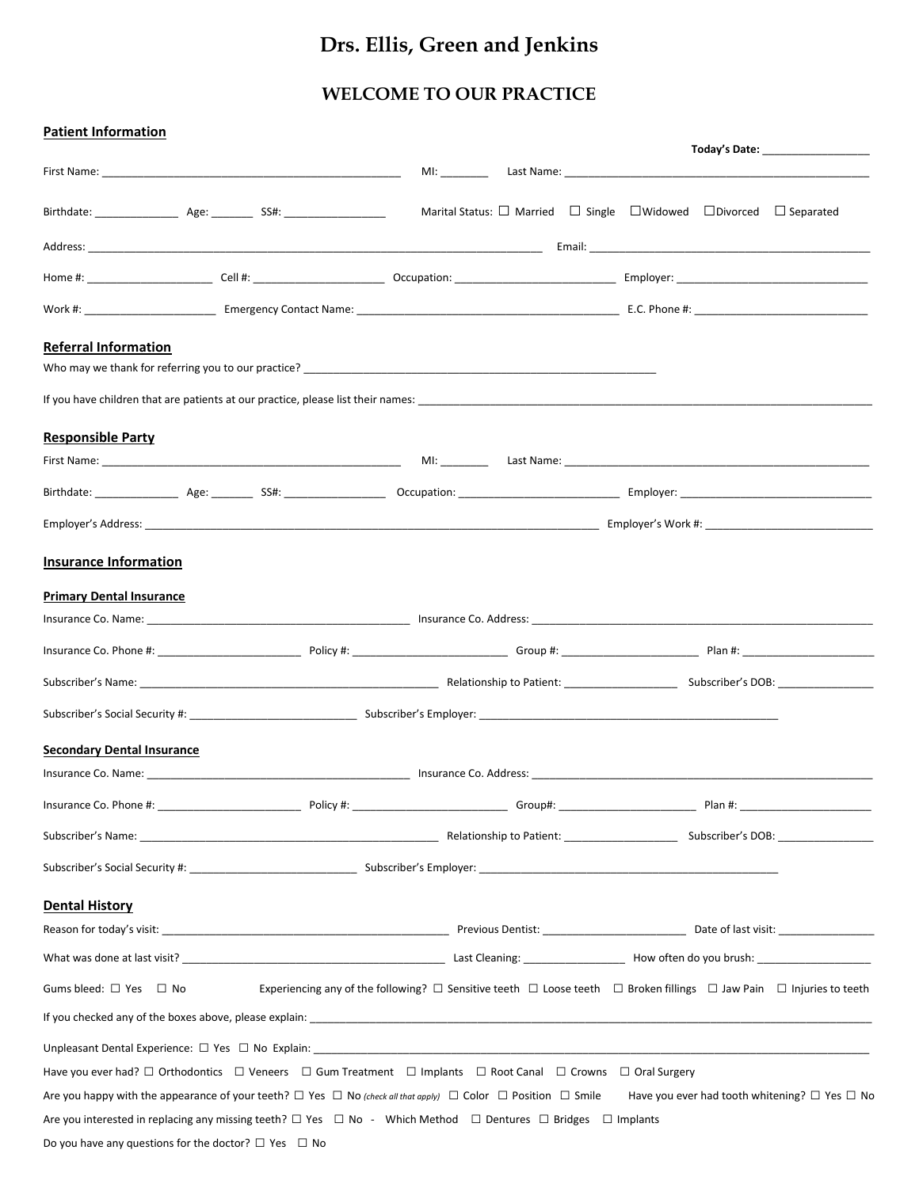# Drs. Ellis, Green and Jenkins

## WELCOME TO OUR PRACTICE

### Patient Information

**Today's Date:** __________________

First Name: ___________________________________________________ MI: ________ Last Name: ___________________________________________________

Birthdate: ______________ Age: _______ SS#: _________________ Marital Status: ☐ Married ☐ Single ☐Widowed ☐Divorced ☐ Separated

Address: ___________________________________________________________________________ Email: ________________________________________________

Home #: ____________________ Cell #: _____________________ Occupation: __________________________ Employer: ________________________________

Work #: _____________________ Emergency Contact Name: ___________________________________________ E.C. Phone #: _____________________________

### Referral Information

Who may we thank for referring you to our practice? ___________________________________________________________

If you have children that are patients at our practice, please list their names: ___________________________________________________________________________

### Responsible Party

First Name: ___________________________________________________ MI: ________ Last Name: ___________________________________________________

Birthdate: ______________ Age: _______ SS#: _________________ Occupation: __________________________ Employer: ________________________________

Employer's Address: ____________________________________________________________________________ Employer's Work #: ____________________________

### Insurance Information

#### Primary Dental Insurance

Insurance Co. Name: _____________________________________________ Insurance Co. Address: __________________________________________________________

Insurance Co. Phone #: _______________________ Policy #: _________________________ Group #: ______________________ Plan #: ______________________

Subscriber's Name: ___________________________________________________ Relationship to Patient: ___________________ Subscriber's DOB: ________________

Subscriber's Social Security #: ___________________________ Subscriber's Employer: __________________________________________________

#### Secondary Dental Insurance

Insurance Co. Name: _____________________________________________ Insurance Co. Address: __________________________________________________________

Insurance Co. Phone #: _______________________ Policy #: _________________________ Group#: ______________________ Plan #: ______________________

Subscriber's Name: ___________________________________________________ Relationship to Patient: ___________________ Subscriber's DOB: ________________

Subscriber's Social Security #: ___________________________ Subscriber's Employer: __________________________________________________

### Dental History

Reason for today's visit: ________________________________________________ Previous Dentist: ________________________ Date of last visit: ________________

What was done at last visit? _____________________________________________ Last Cleaning: ________________ How often do you brush: ___________________

Gums bleed: ☐ Yes ☐ No Experiencing any of the following? ☐ Sensitive teeth ☐ Loose teeth ☐ Broken fillings ☐ Jaw Pain ☐ Injuries to teeth

If you checked any of the boxes above, please explain: ___________________________________________________________________________________________

Unpleasant Dental Experience: ☐ Yes ☐ No Explain: _______________________________________________________________________________________

Have you ever had? ☐ Orthodontics ☐ Veneers ☐ Gum Treatment ☐ Implants ☐ Root Canal ☐ Crowns ☐ Oral Surgery

Are you happy with the appearance of your teeth? ☐ Yes ☐ No *(check all that apply)* ☐ Color ☐ Position ☐ Smile Have you ever had tooth whitening? ☐ Yes ☐ No

Are you interested in replacing any missing teeth? ☐ Yes ☐ No - Which Method ☐ Dentures ☐ Bridges ☐ Implants

Do you have any questions for the doctor? ☐ Yes ☐ No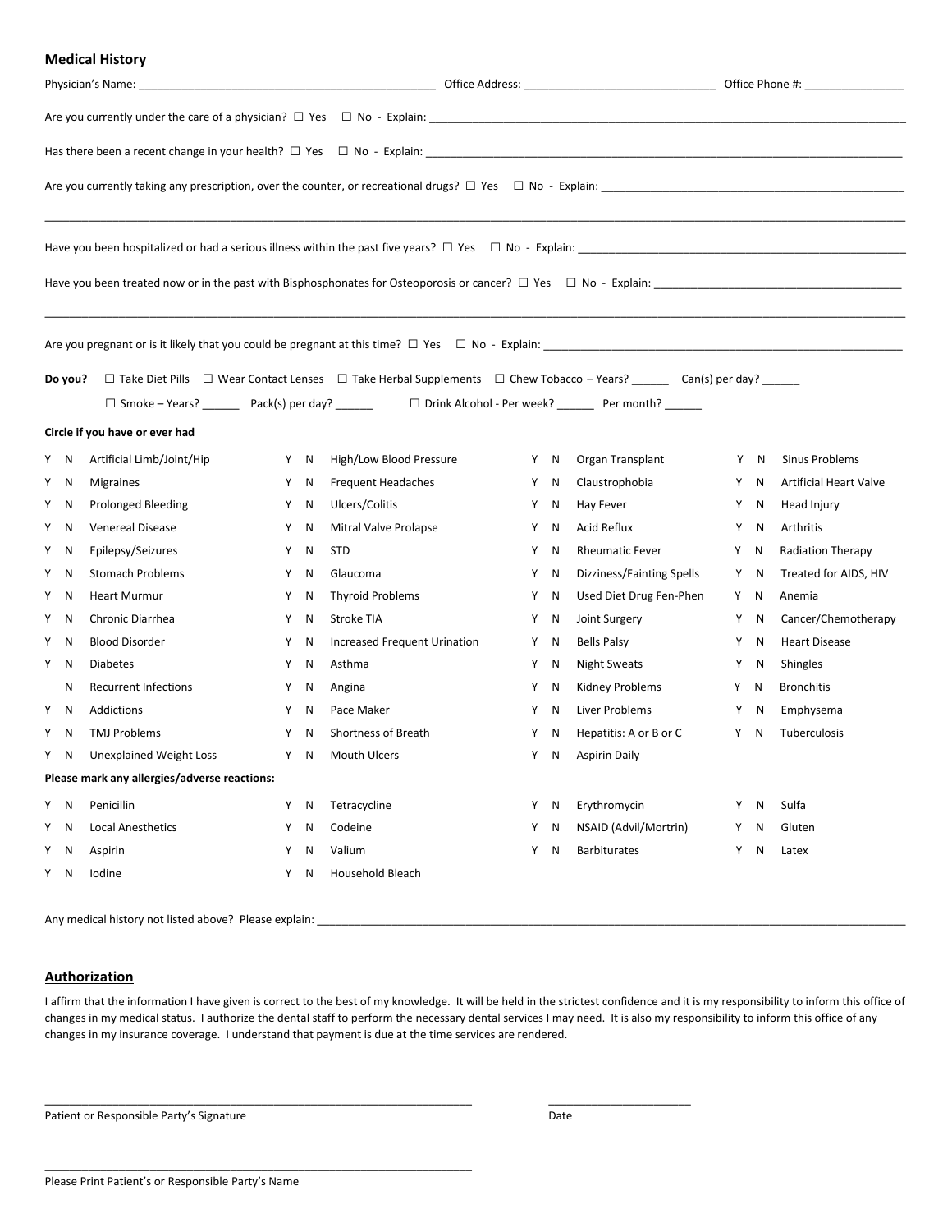## Medical History

Physician's Name: ______________________________ Office Address: ______________________________ Office Phone #: ________________

Are you currently under the care of a physician? ☐ Yes ☐ No - Explain: ______________________________

Has there been a recent change in your health? ☐ Yes ☐ No - Explain: ______________________________

Are you currently taking any prescription, over the counter, or recreational drugs? ☐ Yes ☐ No - Explain: ______________________________

______________________________________________________________________________

Have you been hospitalized or had a serious illness within the past five years? ☐ Yes ☐ No - Explain: ______________________________

Have you been treated now or in the past with Bisphosphonates for Osteoporosis or cancer? ☐ Yes ☐ No - Explain: ______________________________

______________________________________________________________________________

Are you pregnant or is it likely that you could be pregnant at this time? ☐ Yes ☐ No - Explain: ______________________________

**Do you?** ☐ Take Diet Pills ☐ Wear Contact Lenses ☐ Take Herbal Supplements ☐ Chew Tobacco – Years? ______ Can(s) per day? ______

☐ Smoke – Years? ______ Pack(s) per day? ______ ☐ Drink Alcohol - Per week? ______ Per month? ______

**Circle if you have or ever had**

| | | | | | | | | | | | |
|---|---|---|---|---|---|---|---|---|---|---|---|
| Y | N | Artificial Limb/Joint/Hip | Y | N | High/Low Blood Pressure | Y | N | Organ Transplant | Y | N | Sinus Problems |
| Y | N | Migraines | Y | N | Frequent Headaches | Y | N | Claustrophobia | Y | N | Artificial Heart Valve |
| Y | N | Prolonged Bleeding | Y | N | Ulcers/Colitis | Y | N | Hay Fever | Y | N | Head Injury |
| Y | N | Venereal Disease | Y | N | Mitral Valve Prolapse | Y | N | Acid Reflux | Y | N | Arthritis |
| Y | N | Epilepsy/Seizures | Y | N | STD | Y | N | Rheumatic Fever | Y | N | Radiation Therapy |
| Y | N | Stomach Problems | Y | N | Glaucoma | Y | N | Dizziness/Fainting Spells | Y | N | Treated for AIDS, HIV |
| Y | N | Heart Murmur | Y | N | Thyroid Problems | Y | N | Used Diet Drug Fen-Phen | Y | N | Anemia |
| Y | N | Chronic Diarrhea | Y | N | Stroke TIA | Y | N | Joint Surgery | Y | N | Cancer/Chemotherapy |
| Y | N | Blood Disorder | Y | N | Increased Frequent Urination | Y | N | Bells Palsy | Y | N | Heart Disease |
| Y | N | Diabetes | Y | N | Asthma | Y | N | Night Sweats | Y | N | Shingles |
| | N | Recurrent Infections | Y | N | Angina | Y | N | Kidney Problems | Y | N | Bronchitis |
| Y | N | Addictions | Y | N | Pace Maker | Y | N | Liver Problems | Y | N | Emphysema |
| Y | N | TMJ Problems | Y | N | Shortness of Breath | Y | N | Hepatitis: A or B or C | Y | N | Tuberculosis |
| Y | N | Unexplained Weight Loss | Y | N | Mouth Ulcers | Y | N | Aspirin Daily | | | |

**Please mark any allergies/adverse reactions:**

| | | | | | | | | | | | |
|---|---|---|---|---|---|---|---|---|---|---|---|
| Y | N | Penicillin | Y | N | Tetracycline | Y | N | Erythromycin | Y | N | Sulfa |
| Y | N | Local Anesthetics | Y | N | Codeine | Y | N | NSAID (Advil/Mortrin) | Y | N | Gluten |
| Y | N | Aspirin | Y | N | Valium | Y | N | Barbiturates | Y | N | Latex |
| Y | N | Iodine | Y | N | Household Bleach | | | | | | |

Any medical history not listed above? Please explain: ______________________________

## Authorization

I affirm that the information I have given is correct to the best of my knowledge. It will be held in the strictest confidence and it is my responsibility to inform this office of changes in my medical status. I authorize the dental staff to perform the necessary dental services I may need. It is also my responsibility to inform this office of any changes in my insurance coverage. I understand that payment is due at the time services are rendered.

______________________________ ______________________

Patient or Responsible Party's Signature Date

______________________________

Please Print Patient's or Responsible Party's Name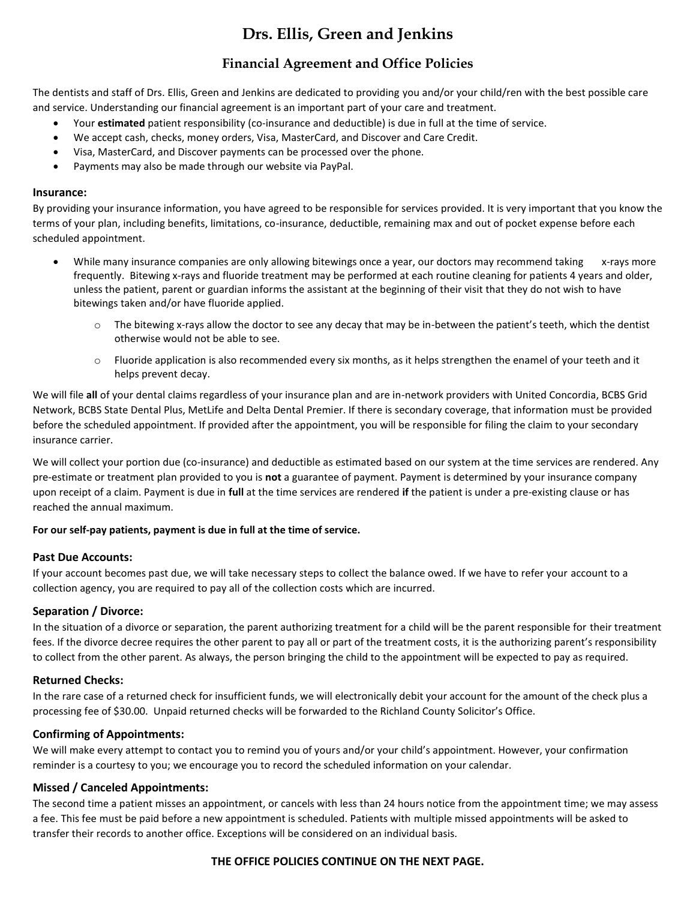# Drs. Ellis, Green and Jenkins

## Financial Agreement and Office Policies

The dentists and staff of Drs. Ellis, Green and Jenkins are dedicated to providing you and/or your child/ren with the best possible care and service. Understanding our financial agreement is an important part of your care and treatment.

- Your **estimated** patient responsibility (co-insurance and deductible) is due in full at the time of service.
- We accept cash, checks, money orders, Visa, MasterCard, and Discover and Care Credit.
- Visa, MasterCard, and Discover payments can be processed over the phone.
- Payments may also be made through our website via PayPal.

### Insurance:

By providing your insurance information, you have agreed to be responsible for services provided. It is very important that you know the terms of your plan, including benefits, limitations, co-insurance, deductible, remaining max and out of pocket expense before each scheduled appointment.

- While many insurance companies are only allowing bitewings once a year, our doctors may recommend taking x-rays more frequently. Bitewing x-rays and fluoride treatment may be performed at each routine cleaning for patients 4 years and older, unless the patient, parent or guardian informs the assistant at the beginning of their visit that they do not wish to have bitewings taken and/or have fluoride applied.
  - The bitewing x-rays allow the doctor to see any decay that may be in-between the patient's teeth, which the dentist otherwise would not be able to see.
  - Fluoride application is also recommended every six months, as it helps strengthen the enamel of your teeth and it helps prevent decay.

We will file **all** of your dental claims regardless of your insurance plan and are in-network providers with United Concordia, BCBS Grid Network, BCBS State Dental Plus, MetLife and Delta Dental Premier. If there is secondary coverage, that information must be provided before the scheduled appointment. If provided after the appointment, you will be responsible for filing the claim to your secondary insurance carrier.

We will collect your portion due (co-insurance) and deductible as estimated based on our system at the time services are rendered. Any pre-estimate or treatment plan provided to you is **not** a guarantee of payment. Payment is determined by your insurance company upon receipt of a claim. Payment is due in **full** at the time services are rendered **if** the patient is under a pre-existing clause or has reached the annual maximum.

**For our self-pay patients, payment is due in full at the time of service.**

### Past Due Accounts:

If your account becomes past due, we will take necessary steps to collect the balance owed. If we have to refer your account to a collection agency, you are required to pay all of the collection costs which are incurred.

### Separation / Divorce:

In the situation of a divorce or separation, the parent authorizing treatment for a child will be the parent responsible for their treatment fees. If the divorce decree requires the other parent to pay all or part of the treatment costs, it is the authorizing parent's responsibility to collect from the other parent. As always, the person bringing the child to the appointment will be expected to pay as required.

### Returned Checks:

In the rare case of a returned check for insufficient funds, we will electronically debit your account for the amount of the check plus a processing fee of $30.00. Unpaid returned checks will be forwarded to the Richland County Solicitor's Office.

### Confirming of Appointments:

We will make every attempt to contact you to remind you of yours and/or your child's appointment. However, your confirmation reminder is a courtesy to you; we encourage you to record the scheduled information on your calendar.

### Missed / Canceled Appointments:

The second time a patient misses an appointment, or cancels with less than 24 hours notice from the appointment time; we may assess a fee. This fee must be paid before a new appointment is scheduled. Patients with multiple missed appointments will be asked to transfer their records to another office. Exceptions will be considered on an individual basis.

**THE OFFICE POLICIES CONTINUE ON THE NEXT PAGE.**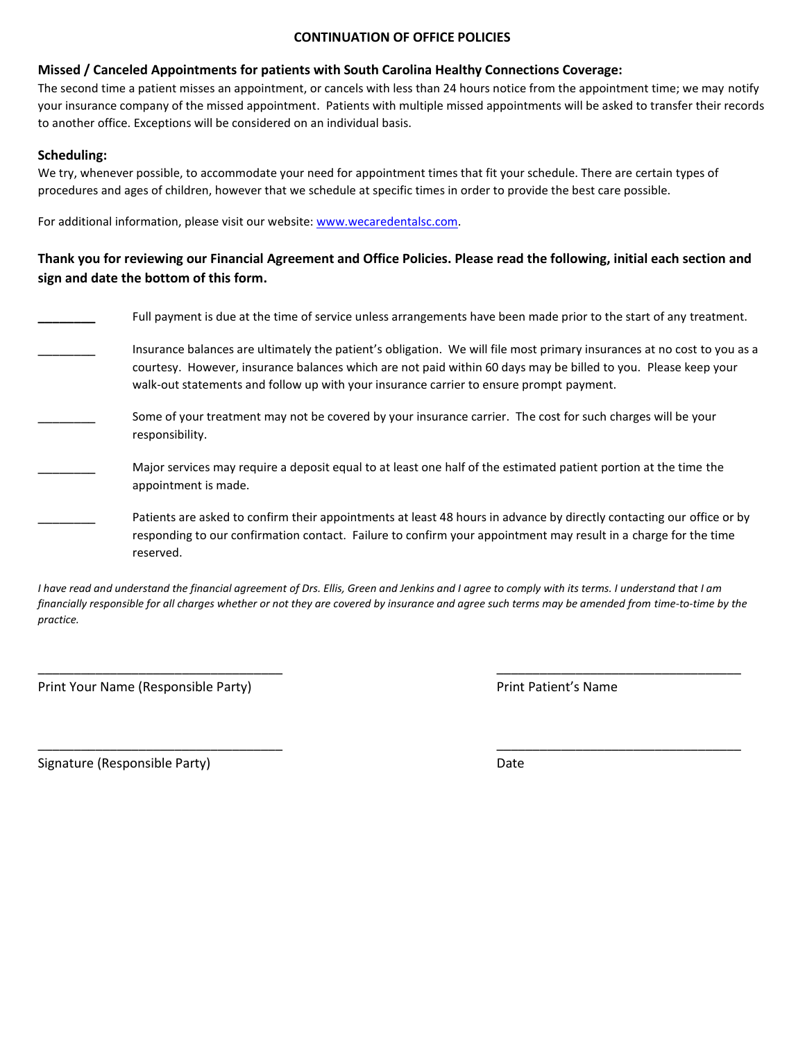## CONTINUATION OF OFFICE POLICIES

### Missed / Canceled Appointments for patients with South Carolina Healthy Connections Coverage:

The second time a patient misses an appointment, or cancels with less than 24 hours notice from the appointment time; we may notify your insurance company of the missed appointment. Patients with multiple missed appointments will be asked to transfer their records to another office. Exceptions will be considered on an individual basis.

### Scheduling:

We try, whenever possible, to accommodate your need for appointment times that fit your schedule. There are certain types of procedures and ages of children, however that we schedule at specific times in order to provide the best care possible.

For additional information, please visit our website: www.wecaredentalsc.com.

**Thank you for reviewing our Financial Agreement and Office Policies. Please read the following, initial each section and sign and date the bottom of this form.**

________ Full payment is due at the time of service unless arrangements have been made prior to the start of any treatment.

________ Insurance balances are ultimately the patient's obligation. We will file most primary insurances at no cost to you as a courtesy. However, insurance balances which are not paid within 60 days may be billed to you. Please keep your walk-out statements and follow up with your insurance carrier to ensure prompt payment.

________ Some of your treatment may not be covered by your insurance carrier. The cost for such charges will be your responsibility.

________ Major services may require a deposit equal to at least one half of the estimated patient portion at the time the appointment is made.

________ Patients are asked to confirm their appointments at least 48 hours in advance by directly contacting our office or by responding to our confirmation contact. Failure to confirm your appointment may result in a charge for the time reserved.

*I have read and understand the financial agreement of Drs. Ellis, Green and Jenkins and I agree to comply with its terms. I understand that I am financially responsible for all charges whether or not they are covered by insurance and agree such terms may be amended from time-to-time by the practice.*

___________________________________
Print Your Name (Responsible Party)

___________________________________
Print Patient's Name

___________________________________
Signature (Responsible Party)

___________________________________
Date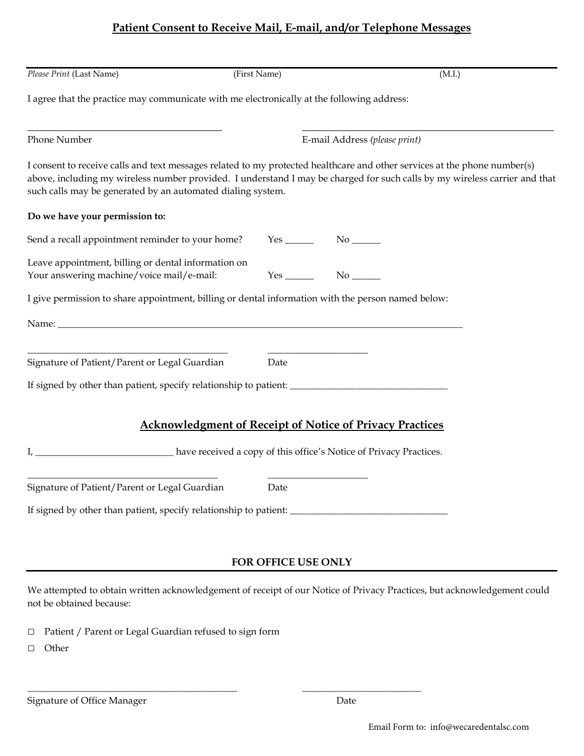## Patient Consent to Receive Mail, E-mail, and/or Telephone Messages

_______________________________________________________________________________

*Please Print* (Last Name) (First Name) (M.I.)

I agree that the practice may communicate with me electronically at the following address:

________________________________________ ____________________________________________________

Phone Number E-mail Address *(please print)*

I consent to receive calls and text messages related to my protected healthcare and other services at the phone number(s) above, including my wireless number provided. I understand I may be charged for such calls by my wireless carrier and that such calls may be generated by an automated dialing system.

**Do we have your permission to:**

Send a recall appointment reminder to your home? Yes ______ No ______

Leave appointment, billing or dental information on
Your answering machine/voice mail/e-mail: Yes ______ No ______

I give permission to share appointment, billing or dental information with the person named below:

Name: ___________________________________________________________________________________________

__________________________________________ ____________________

Signature of Patient/Parent or Legal Guardian Date

If signed by other than patient, specify relationship to patient: _________________________________

## Acknowledgment of Receipt of Notice of Privacy Practices

I, ____________________________ have received a copy of this office's Notice of Privacy Practices.

_________________________________________ ____________________

Signature of Patient/Parent or Legal Guardian Date

If signed by other than patient, specify relationship to patient: _________________________________

### FOR OFFICE USE ONLY

We attempted to obtain written acknowledgement of receipt of our Notice of Privacy Practices, but acknowledgement could not be obtained because:

- □ Patient / Parent or Legal Guardian refused to sign form
- □ Other

____________________________________________ __________________________

Signature of Office Manager Date

Email Form to: info@wecaredentalsc.com